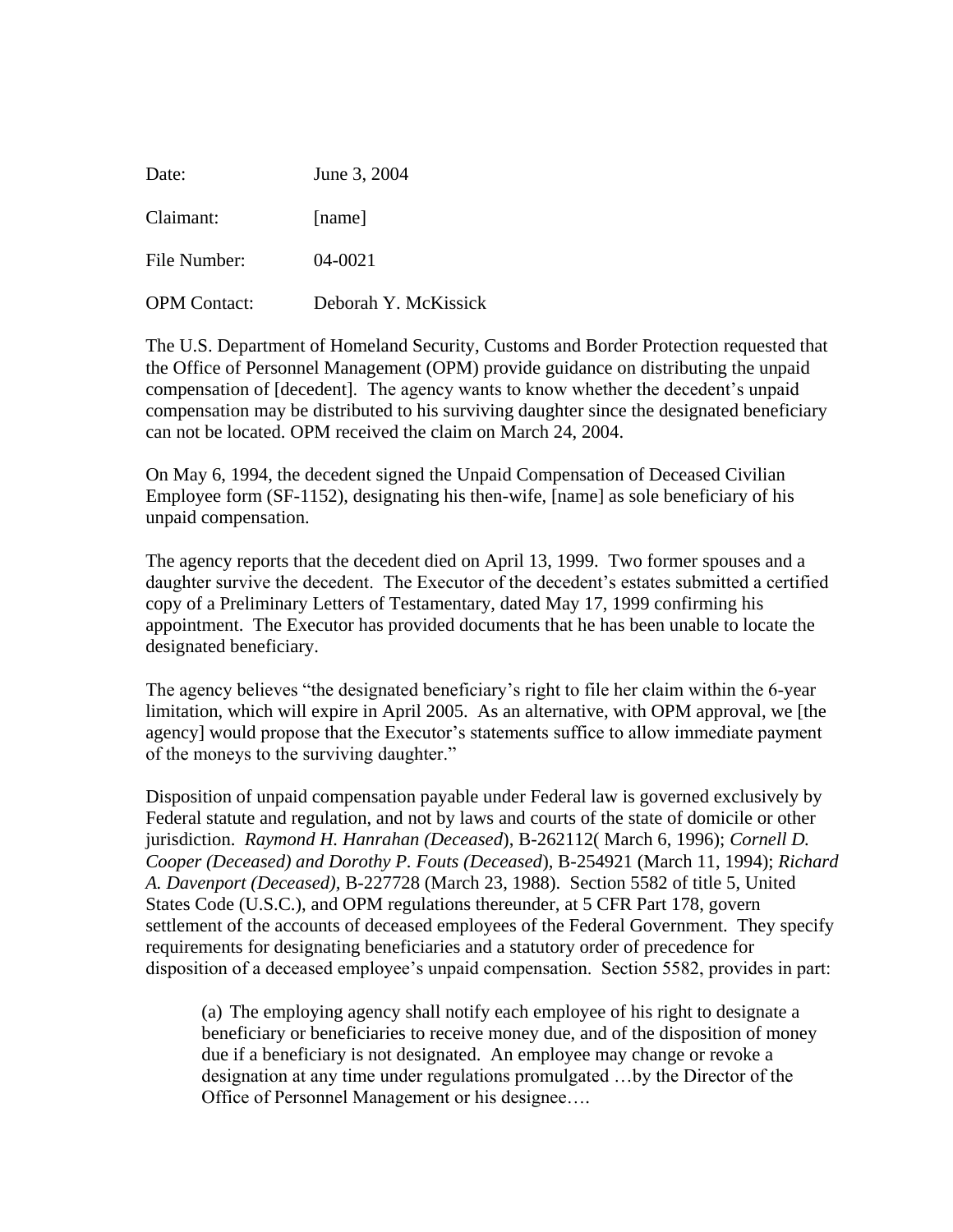Date: June 3, 2004

Claimant: [name]

File Number: 04-0021

OPM Contact: Deborah Y. McKissick

The U.S. Department of Homeland Security, Customs and Border Protection requested that the Office of Personnel Management (OPM) provide guidance on distributing the unpaid compensation of [decedent]. The agency wants to know whether the decedent's unpaid compensation may be distributed to his surviving daughter since the designated beneficiary can not be located. OPM received the claim on March 24, 2004.

On May 6, 1994, the decedent signed the Unpaid Compensation of Deceased Civilian Employee form (SF-1152), designating his then-wife, [name] as sole beneficiary of his unpaid compensation.

The agency reports that the decedent died on April 13, 1999. Two former spouses and a daughter survive the decedent. The Executor of the decedent's estates submitted a certified copy of a Preliminary Letters of Testamentary, dated May 17, 1999 confirming his appointment. The Executor has provided documents that he has been unable to locate the designated beneficiary.

The agency believes "the designated beneficiary's right to file her claim within the 6-year limitation, which will expire in April 2005. As an alternative, with OPM approval, we [the agency] would propose that the Executor's statements suffice to allow immediate payment of the moneys to the surviving daughter."

Disposition of unpaid compensation payable under Federal law is governed exclusively by Federal statute and regulation, and not by laws and courts of the state of domicile or other jurisdiction. *Raymond H. Hanrahan (Deceased*), B-262112( March 6, 1996); *Cornell D. Cooper (Deceased) and Dorothy P. Fouts (Deceased*), B-254921 (March 11, 1994); *Richard A. Davenport (Deceased)*, B-227728 (March 23, 1988). Section 5582 of title 5, United States Code (U.S.C.), and OPM regulations thereunder, at 5 CFR Part 178, govern settlement of the accounts of deceased employees of the Federal Government. They specify requirements for designating beneficiaries and a statutory order of precedence for disposition of a deceased employee's unpaid compensation. Section 5582, provides in part:

> (a) The employing agency shall notify each employee of his right to designate a beneficiary or beneficiaries to receive money due, and of the disposition of money due if a beneficiary is not designated. An employee may change or revoke a designation at any time under regulations promulgated …by the Director of the Office of Personnel Management or his designee….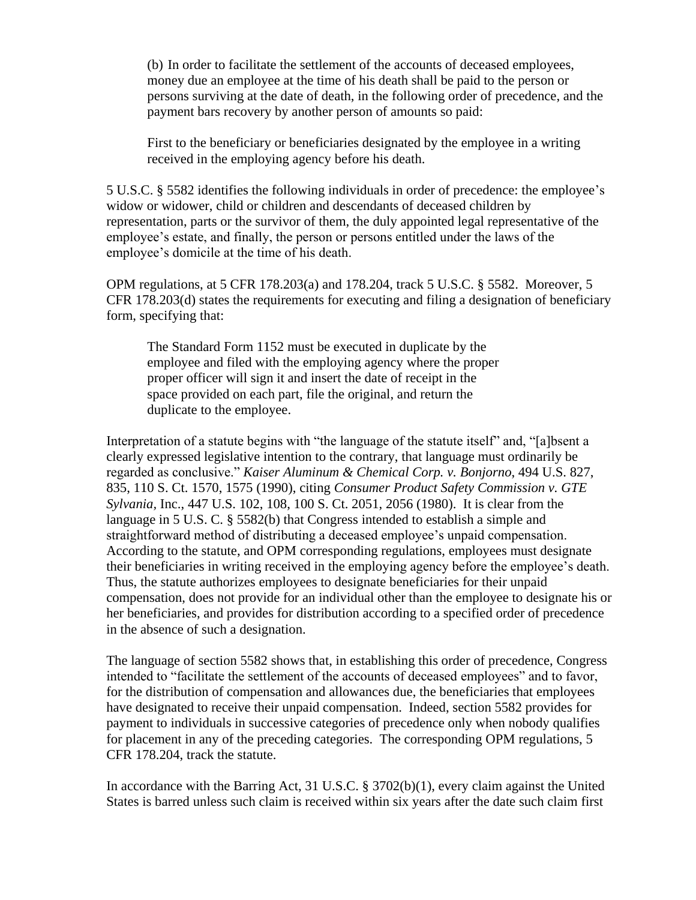> (b) In order to facilitate the settlement of the accounts of deceased employees, money due an employee at the time of his death shall be paid to the person or persons surviving at the date of death, in the following order of precedence, and the payment bars recovery by another person of amounts so paid:
>
> First to the beneficiary or beneficiaries designated by the employee in a writing received in the employing agency before his death.

5 U.S.C. § 5582 identifies the following individuals in order of precedence: the employee's widow or widower, child or children and descendants of deceased children by representation, parts or the survivor of them, the duly appointed legal representative of the employee's estate, and finally, the person or persons entitled under the laws of the employee's domicile at the time of his death.

OPM regulations, at 5 CFR 178.203(a) and 178.204, track 5 U.S.C. § 5582. Moreover, 5 CFR 178.203(d) states the requirements for executing and filing a designation of beneficiary form, specifying that:

> The Standard Form 1152 must be executed in duplicate by the employee and filed with the employing agency where the proper proper officer will sign it and insert the date of receipt in the space provided on each part, file the original, and return the duplicate to the employee.

Interpretation of a statute begins with "the language of the statute itself" and, "[a]bsent a clearly expressed legislative intention to the contrary, that language must ordinarily be regarded as conclusive." *Kaiser Aluminum & Chemical Corp. v. Bonjorno*, 494 U.S. 827, 835, 110 S. Ct. 1570, 1575 (1990), citing *Consumer Product Safety Commission v. GTE Sylvania*, Inc., 447 U.S. 102, 108, 100 S. Ct. 2051, 2056 (1980). It is clear from the language in 5 U.S. C. § 5582(b) that Congress intended to establish a simple and straightforward method of distributing a deceased employee's unpaid compensation. According to the statute, and OPM corresponding regulations, employees must designate their beneficiaries in writing received in the employing agency before the employee's death. Thus, the statute authorizes employees to designate beneficiaries for their unpaid compensation, does not provide for an individual other than the employee to designate his or her beneficiaries, and provides for distribution according to a specified order of precedence in the absence of such a designation.

The language of section 5582 shows that, in establishing this order of precedence, Congress intended to "facilitate the settlement of the accounts of deceased employees" and to favor, for the distribution of compensation and allowances due, the beneficiaries that employees have designated to receive their unpaid compensation. Indeed, section 5582 provides for payment to individuals in successive categories of precedence only when nobody qualifies for placement in any of the preceding categories. The corresponding OPM regulations, 5 CFR 178.204, track the statute.

In accordance with the Barring Act, 31 U.S.C. § 3702(b)(1), every claim against the United States is barred unless such claim is received within six years after the date such claim first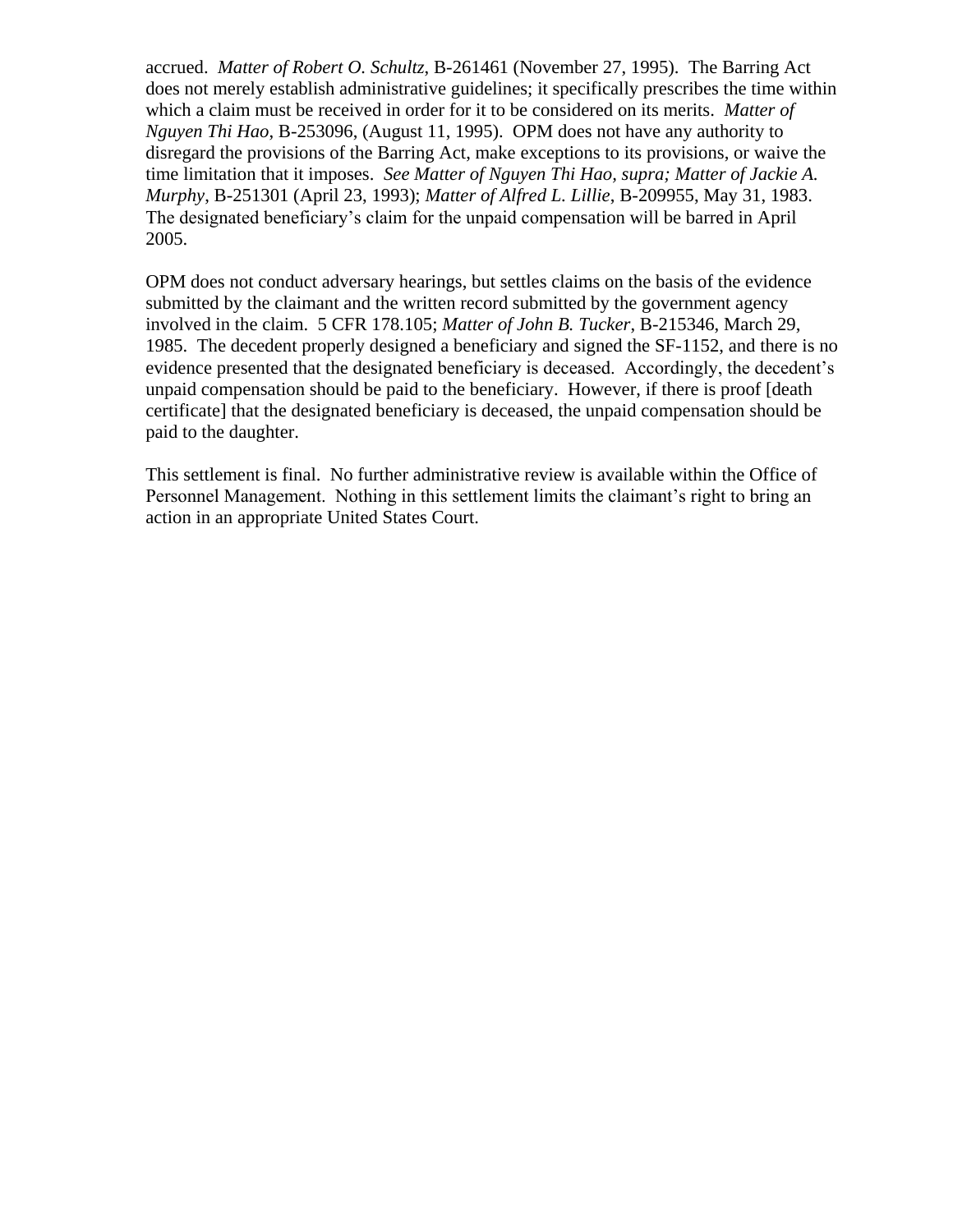accrued. *Matter of Robert O. Schultz*, B-261461 (November 27, 1995). The Barring Act does not merely establish administrative guidelines; it specifically prescribes the time within which a claim must be received in order for it to be considered on its merits. *Matter of Nguyen Thi Hao*, B-253096, (August 11, 1995). OPM does not have any authority to disregard the provisions of the Barring Act, make exceptions to its provisions, or waive the time limitation that it imposes. *See Matter of Nguyen Thi Hao, supra; Matter of Jackie A. Murphy*, B-251301 (April 23, 1993); *Matter of Alfred L. Lillie*, B-209955, May 31, 1983. The designated beneficiary's claim for the unpaid compensation will be barred in April 2005.

OPM does not conduct adversary hearings, but settles claims on the basis of the evidence submitted by the claimant and the written record submitted by the government agency involved in the claim. 5 CFR 178.105; *Matter of John B. Tucker*, B-215346, March 29, 1985. The decedent properly designed a beneficiary and signed the SF-1152, and there is no evidence presented that the designated beneficiary is deceased. Accordingly, the decedent's unpaid compensation should be paid to the beneficiary. However, if there is proof [death certificate] that the designated beneficiary is deceased, the unpaid compensation should be paid to the daughter.

This settlement is final. No further administrative review is available within the Office of Personnel Management. Nothing in this settlement limits the claimant's right to bring an action in an appropriate United States Court.